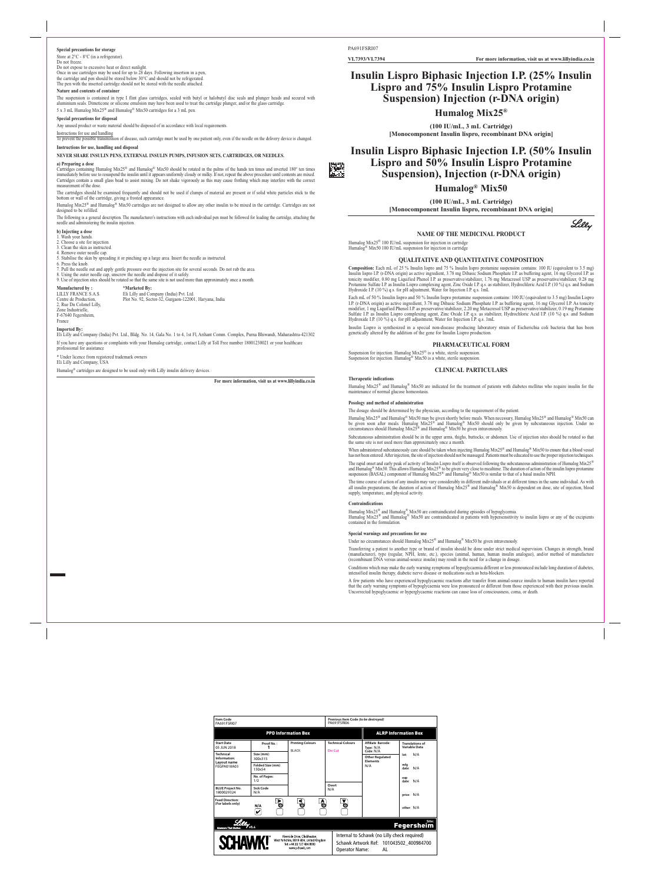PA691FSRI07

**VL7393/VL7394** **For more information, visit us at www.lillyindia.co.in**

# Insulin Lispro Biphasic Injection I.P. (25% Insulin Lispro and 75% Insulin Lispro Protamine Suspension) Injection (r-DNA origin)

## Humalog Mix25®

**(100 IU/mL, 3 mL Cartridge)**
**[Monocomponent Insulin lispro, recombinant DNA origin]**

# Insulin Lispro Biphasic Injection I.P. (50% Insulin Lispro and 50% Insulin Lispro Protamine Suspension), Injection (r-DNA origin)

## Humalog® Mix50

**(100 IU/mL, 3 mL Cartridge)**
**[Monocomponent Insulin lispro, recombinant DNA origin]**

Lilly

### NAME OF THE MEDICINAL PRODUCT

Humalog Mix25® 100 IU/mL suspension for injection in cartridge
Humalog® Mix50 100 IU/mL suspension for injection in cartridge

### QUALITATIVE AND QUANTITATIVE COMPOSITION

**Composition:** Each mL of 25 % Insulin lispro and 75 % Insulin lispro protamine suspension contains: 100 IU (equivalent to 3.5 mg) Insulin lispro I.P. (r-DNA origin) as active ingredient, 3.78 mg Dibasic Sodium Phosphate I.P. as buffering agent, 16 mg Glycerol I.P. as tonicity modifier, 0.80 mg Liquified Phenol I.P. as preservative/stabilizer, 1.76 mg Metacresol USP as preservative/stabilizer, 0.28 mg Protamine Sulfate I.P. as Insulin Lispro complexing agent, Zinc Oxide I.P. q.s. as stabilizer, Hydrochloric Acid I.P. (10 %) q.s. and Sodium Hydroxide I.P. (10 %) q.s. for pH adjustment, Water for Injection I.P. q.s. 1mL

Each mL of 50 % Insulin lispro and 50 % Insulin lispro protamine suspension contains: 100 IU (equivalent to 3.5 mg) Insulin Lispro I.P. (r-DNA origin) as active ingredient, 3.78 mg Dibasic Sodium Phosphate I.P. as buffering agent, 16 mg Glycerol I.P. As tonicity modifier, 1 mg Liquified Phenol I.P. as preservative/stabilizer, 2.20 mg Metacresol USP as preservative/stabilizer, 0.19 mg Protamine Sulfate I.P. as Insulin Lispro complexing agent, Zinc Oxide I.P. q.s. as stabilizer, Hydrochloric Acid I.P. (10 %) q.s. and Sodium Hydroxide I.P. (10 %) q.s. for pH adjustment, Water for Injection I.P. q.s. 1mL.

Insulin Lispro is synthesized in a special non-disease producing laboratory strain of Escherichia coli bacteria that has been genetically altered by the addition of the gene for Insulin Lispro production.

### PHARMACEUTICAL FORM

Suspension for injection. Humalog Mix25® is a white, sterile suspension.
Suspension for injection. Humalog® Mix50 is a white, sterile suspension.

### CLINICAL PARTICULARS

**Therapeutic indications**

Humalog Mix25® and Humalog® Mix50 are indicated for the treatment of patients with diabetes mellitus who require insulin for the maintenance of normal glucose homeostasis.

**Posology and method of administration**

The dosage should be determined by the physician, according to the requirement of the patient.

Humalog Mix25® and Humalog® Mix50 may be given shortly before meals. When necessary, Humalog Mix25® and Humalog® Mix50 can be given soon after meals. Humalog Mix25® and Humalog® Mix50 should only be given by subcutaneous injection. Under no circumstances should Humalog Mix25® and Humalog® Mix50 be given intravenously.

Subcutaneous administration should be in the upper arms, thighs, buttocks, or abdomen. Use of injection sites should be rotated so that the same site is not used more than approximately once a month.

When administered subcutaneously care should be taken when injecting Humalog Mix25® and Humalog® Mix50 to ensure that a blood vessel has not been entered. After injection, the site of injection should not be massaged. Patients must be educated to use the proper injection techniques.

The rapid onset and early peak of activity of Insulin Lispro itself is observed following the subcutaneous administration of Humalog Mix25® and Humalog® Mix50. This allows Humalog Mix25® to be given very close to mealtime. The duration of action of the insulin lispro protamine suspension (BASAL) component of Humalog Mix25® and Humalog® Mix50 is similar to that of a basal insulin NPH.

The time course of action of any insulin may vary considerably in different individuals or at different times in the same individual. As with all insulin preparations, the duration of action of Humalog Mix25® and Humalog® Mix50 is dependent on dose, site of injection, blood supply, temperature, and physical activity.

**Contraindications**

Humalog Mix25® and Humalog® Mix50 are contraindicated during episodes of hypoglycemia.
Humalog Mix25® and Humalog® Mix50 are contraindicated in patients with hypersensitivity to insulin lispro or any of the excipients contained in the formulation.

**Special warnings and precautions for use**

Under no circumstances should Humalog Mix25® and Humalog® Mix50 be given intravenously.

Transferring a patient to another type or brand of insulin should be done under strict medical supervision. Changes in strength, brand (manufacturer), type (regular, NPH, lente, etc.), species (animal, human, human insulin analogue), and/or method of manufacture (recombinant DNA versus animal-source insulin) may result in the need for a change in dosage.

Conditions which may make the early warning symptoms of hypoglycaemia different or less pronounced include long duration of diabetes, intensified insulin therapy, diabetic nerve disease or medications such as beta-blockers.

A few patients who have experienced hypoglycaemic reactions after transfer from animal-source insulin to human insulin have reported that the early warning symptoms of hypoglycaemia were less pronounced or different from those experienced with their previous insulin. Uncorrected hypoglycaemic or hyperglycaemic reactions can cause loss of consciousness, coma, or death.

**Special precautions for storage**

Store at 2°C - 8°C (in a refrigerator).
Do not freeze.
Do not expose to excessive heat or direct sunlight.
Once in use cartridges may be used for up to 28 days. Following insertion in a pen, the cartridge and pen should be stored below 30°C and should not be refrigerated.
The pen with the inserted cartridge should not be stored with the needle attached.

**Nature and contents of container**

The suspension is contained in type I flint glass cartridges, sealed with butyl or halobutyl disc seals and plunger heads and secured with aluminium seals. Dimeticone or silicone emulsion may have been used to treat the cartridge plunger, and/or the glass cartridge.

5 x 3 mL Humalog Mix25® and Humalog® Mix50 cartridges for a 3 mL pen.

**Special precautions for disposal**

Any unused product or waste material should be disposed of in accordance with local requirements.

Instructions for use and handling

To prevent the possible transmission of disease, each cartridge must be used by one patient only, even if the needle on the delivery device is changed.

**Instructions for use, handling and disposal**

**NEVER SHARE INSULIN PENS, EXTERNAL INSULIN PUMPS, INFUSION SETS, CARTRIDGES, OR NEEDLES.**

**a) Preparing a dose**

Cartridges containing Humalog Mix25® and Humalog® Mix50 should be rotated in the palms of the hands ten times and inverted 180° ten times immediately before use to resuspend the insulin until it appears uniformly cloudy or milky. If not, repeat the above procedure until contents are mixed. Cartridges contain a small glass bead to assist mixing. Do not shake vigorously as this may cause frothing which may interfere with the correct measurement of the dose.

The cartridges should be examined frequently and should not be used if clumps of material are present or if solid white particles stick to the bottom or wall of the cartridge, giving a frosted appearance.

Humalog Mix25® and Humalog® Mix50 cartridges are not designed to allow any other insulin to be mixed in the cartridge. Cartridges are not designed to be refilled.

The following is a general description. The manufacturer's instructions with each individual pen must be followed for loading the cartridge, attaching the needle and administering the insulin injection.

**b) Injecting a dose**

1. Wash your hands.
2. Choose a site for injection.
3. Clean the skin as instructed.
4. Remove outer needle cap.
5. Stabilise the skin by spreading it or pinching up a large area. Insert the needle as instructed.
6. Press the knob.
7. Pull the needle out and apply gentle pressure over the injection site for several seconds. Do not rub the area.
8. Using the outer needle cap, unscrew the needle and dispose of it safely.
9. Use of injection sites should be rotated so that the same site is not used more than approximately once a month.

**Manufactured by :**
LILLY FRANCE S.A.S.
Centre de Production,
2, Rue Du Colonel Lilly,
Zone Industrielle,
F-67640 Fegersheim,
France

**\*Marketed By:**
Eli Lilly and Company (India) Pvt. Ltd.
Plot No. 92, Sector-32, Gurgaon-122001, Haryana, India

**Imported By:**
Eli Lilly and Company (India) Pvt. Ltd., Bldg. No. 14, Gala No. 1 to 4, 1st Fl, Arihant Comm. Complex, Purna Bhiwandi, Maharashtra-421302

If you have any questions or complaints with your Humalog cartridge, contact Lilly at Toll Free number 18001230021 or your healthcare professional for assistance

\* Under licence from registered trademark owners
Eli Lilly and Company, USA

Humalog® cartridges are designed to be used only with Lilly insulin delivery devices.

**For more information, visit us at www.lillyindia.co.in**

| Item Code PA691FSRI07 | | | Previous Item Code (to be destroyed) PA691FSRI06 | | |
|---|---|---|---|---|---|
| **PPD Information Box** | | | | **ALRP Information Box** | |
| Start Date 05 JUN 2018 | Proof No.: 1 | Printing Colours BLACK | Technical Colours Die Cut | Affiliate Barcode: Type: N/A Code: N/A | Translations of Variable Data |
| Technical Information: Layout name FEGPA018A03 | Size (mm): 300x315 | | | Other Regulated Elements N/A | lot: N/A |
| | Folded Size (mm) 150x54 | | | | mfg date: N/A |
| | No. of Pages: 1/2 | | | | exp date: N/A |
| BLUE Project No. 1800029324 | Sick Code N/A | | Overt N/A | | price: N/A |
| Feed Direction: (For labels only) | N/A | | | | other: N/A |

Lilly VS.6 — Site: Fegersheim

SCHAWK! Riverside Drive, Cleckheaton, West Yorkshire, BD19 4DH, United Kingdom Tel: +44 (0) 1274 864 8000 www.schawk.com

Internal to Schawk (no Lilly check required)
Schawk Artwork Ref: 101043502_400984700
Operator Name: AL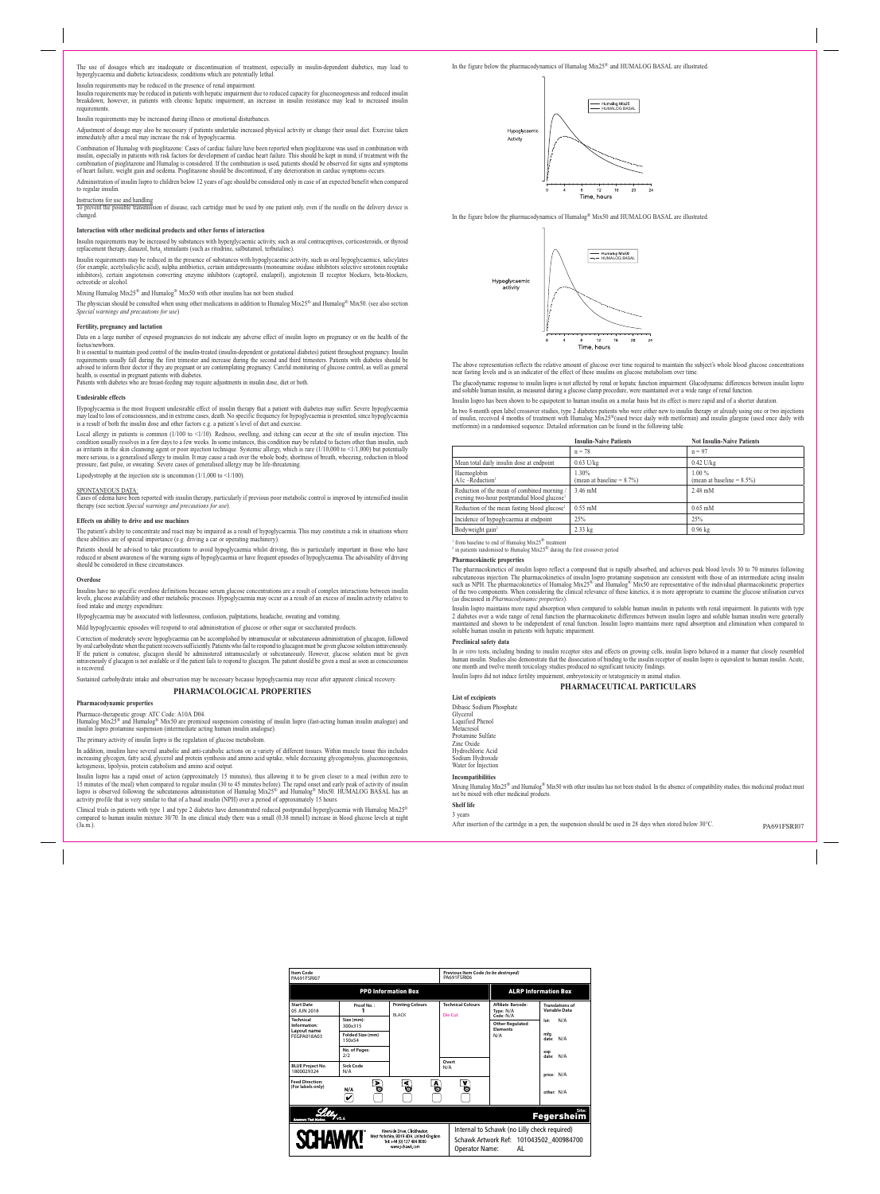The use of dosages which are inadequate or discontinuation of treatment, especially in insulin-dependent diabetics, may lead to hyperglycaemia and diabetic ketoacidosis; conditions which are potentially lethal.

Insulin requirements may be reduced in the presence of renal impairment.

Insulin requirements may be reduced in patients with hepatic impairment due to reduced capacity for gluconeogenesis and reduced insulin breakdown; however, in patients with chronic hepatic impairment, an increase in insulin resistance may lead to increased insulin requirements.

Insulin requirements may be increased during illness or emotional disturbances.

Adjustment of dosage may also be necessary if patients undertake increased physical activity or change their usual diet. Exercise taken immediately after a meal may increase the risk of hypoglycaemia.

Combination of Humalog with pioglitazone: Cases of cardiac failure have been reported when pioglitazone was used in combination with insulin, especially in patients with risk factors for development of cardiac heart failure. This should be kept in mind, if treatment with the combination of pioglitazone and Humalog is considered. If the combination is used, patients should be observed for signs and symptoms of heart failure, weight gain and oedema. Pioglitazone should be discontinued, if any deterioration in cardiac symptoms occurs.

Administration of insulin lispro to children below 12 years of age should be considered only in case of an expected benefit when compared to regular insulin.

Instructions for use and handling

To prevent the possible transmission of disease, each cartridge must be used by one patient only, even if the needle on the delivery device is changed.

**Interaction with other medicinal products and other forms of interaction**

Insulin requirements may be increased by substances with hyperglycaemic activity, such as oral contraceptives, corticosteroids, or thyroid replacement therapy, danazol, beta$_2$ stimulants (such as ritodrine, salbutamol, terbutaline).

Insulin requirements may be reduced in the presence of substances with hypoglycaemic activity, such as oral hypoglycaemics, salicylates (for example, acetylsalicylic acid), sulpha antibiotics, certain antidepressants (monoamine oxidase inhibitors selective serotonin reuptake inhibitors), certain angiotensin converting enzyme inhibitors (captopril, enalapril), angiotensin II receptor blockers, beta-blockers, octreotide or alcohol.

Mixing Humalog Mix25® and Humalog® Mix50 with other insulins has not been studied.

The physician should be consulted when using other medications in addition to Humalog Mix25® and Humalog® Mix50. (see also section *Special warnings and precautions for use*)

**Fertility, pregnancy and lactation**

Data on a large number of exposed pregnancies do not indicate any adverse effect of insulin lispro on pregnancy or on the health of the foetus/newborn.

It is essential to maintain good control of the insulin-treated (insulin-dependent or gestational diabetes) patient throughout pregnancy. Insulin requirements usually fall during the first trimester and increase during the second and third trimesters. Patients with diabetes should be advised to inform their doctor if they are pregnant or are contemplating pregnancy. Careful monitoring of glucose control, as well as general health, is essential in pregnant patients with diabetes.

Patients with diabetes who are breast-feeding may require adjustments in insulin dose, diet or both.

**Undesirable effects**

Hypoglycaemia is the most frequent undesirable effect of insulin therapy that a patient with diabetes may suffer. Severe hypoglycaemia may lead to loss of consciousness, and in extreme cases, death. No specific frequency for hypoglycaemia is presented, since hypoglycaemia is a result of both the insulin dose and other factors e.g. a patient's level of diet and exercise.

Local allergy in patients is common (1/100 to <1/10). Redness, swelling, and itching can occur at the site of insulin injection. This condition usually resolves in a few days to a few weeks. In some instances, this condition may be related to factors other than insulin, such as irritants in the skin cleansing agent or poor injection technique. Systemic allergy, which is rare (1/10,000 to <1/1,000) but potentially more serious, is a generalised allergy to insulin. It may cause a rash over the whole body, shortness of breath, wheezing, reduction in blood pressure, fast pulse, or sweating. Severe cases of generalised allergy may be life-threatening.

Lipodystrophy at the injection site is uncommon (1/1,000 to <1/100).

SPONTANEOUS DATA:

Cases of edema have been reported with insulin therapy, particularly if previous poor metabolic control is improved by intensified insulin therapy (see section *Special warnings and precautions for use*).

**Effects on ability to drive and use machines**

The patient's ability to concentrate and react may be impaired as a result of hypoglycaemia. This may constitute a risk in situations where these abilities are of special importance (e.g. driving a car or operating machinery).

Patients should be advised to take precautions to avoid hypoglycaemia whilst driving, this is particularly important in those who have reduced or absent awareness of the warning signs of hypoglycaemia or have frequent episodes of hypoglycaemia. The advisability of driving should be considered in these circumstances.

**Overdose**

Insulins have no specific overdose definitions because serum glucose concentrations are a result of complex interactions between insulin levels, glucose availability and other metabolic processes. Hypoglycaemia may occur as a result of an excess of insulin activity relative to food intake and energy expenditure.

Hypoglycaemia may be associated with listlessness, confusion, palpitations, headache, sweating and vomiting.

Mild hypoglycaemic episodes will respond to oral administration of glucose or other sugar or saccharated products.

Correction of moderately severe hypoglycaemia can be accomplished by intramuscular or subcutaneous administration of glucagon, followed by oral carbohydrate when the patient recovers sufficiently. Patients who fail to respond to glucagon must be given glucose solution intravenously. If the patient is comatose, glucagon should be administered intramuscularly or subcutaneously. However, glucose solution must be given intravenously if glucagon is not available or if the patient fails to respond to glucagon. The patient should be given a meal as soon as consciousness is recovered.

Sustained carbohydrate intake and observation may be necessary because hypoglycaemia may recur after apparent clinical recovery.

## PHARMACOLOGICAL PROPERTIES

**Pharmacodynamic properties**

Pharmaco-therapeutic group: ATC Code: A10A D04.

Humalog Mix25® and Humalog® Mix50 are premixed suspension consisting of insulin lispro (fast-acting human insulin analogue) and insulin lispro protamine suspension (intermediate acting human insulin analogue).

The primary activity of insulin lispro is the regulation of glucose metabolism.

In addition, insulins have several anabolic and anti-catabolic actions on a variety of different tissues. Within muscle tissue this includes increasing glycogen, fatty acid, glycerol and protein synthesis and amino acid uptake, while decreasing glycogenolysis, gluconeogenesis, ketogenesis, lipolysis, protein catabolism and amino acid output.

Insulin lispro has a rapid onset of action (approximately 15 minutes), thus allowing it to be given closer to a meal (within zero to 15 minutes of the meal) when compared to regular insulin (30 to 45 minutes before). The rapid onset and early peak of activity of insulin lispro is observed following the subcutaneous administration of Humalog Mix25® and Humalog® Mix50. HUMALOG BASAL has an activity profile that is very similar to that of a basal insulin (NPH) over a period of approximately 15 hours.

Clinical trials in patients with type 1 and type 2 diabetes have demonstrated reduced postprandial hyperglycaemia with Humalog Mix25® compared to human insulin mixture 30/70. In one clinical study there was a small (0.38 mmol/l) increase in blood glucose levels at night (3a.m.).

In the figure below the pharmacodynamics of Humalog Mix25® and HUMALOG BASAL are illustrated.

Humalog Mix25
HUMALOG BASAL
Hypoglycaemic Activity
0 4 8 12 16 20 24
Time, hours

In the figure below the pharmacodynamics of Humalog® Mix50 and HUMALOG BASAL are illustrated.

Humalog Mix50
HUMALOG BASAL
Hypoglycaemic activity
0 4 8 12 16 20 24
Time, hours

The above representation reflects the relative amount of glucose over time required to maintain the subject's whole blood glucose concentrations near fasting levels and is an indicator of the effect of these insulins on glucose metabolism over time.

The glucodynamic response to insulin lispro is not affected by renal or hepatic function impairment. Glucodynamic differences between insulin lispro and soluble human insulin, as measured during a glucose clamp procedure, were maintained over a wide range of renal function.

Insulin lispro has been shown to be equipotent to human insulin on a molar basis but its effect is more rapid and of a shorter duration.

In two 8-month open label crossover studies, type 2 diabetes patients who were either new to insulin therapy or already using one or two injections of insulin, received 4 months of treatment with Humalog Mix25®(used twice daily with metformin) and insulin glargine (used once daily with metformin) in a randomised sequence. Detailed information can be found in the following table.

| | Insulin-Naive Patients | Not Insulin-Naive Patients |
|---|---|---|
| | n = 78 | n = 97 |
| Mean total daily insulin dose at endpoint | 0.63 U/kg | 0.42 U/kg |
| Haemoglobin A1c –Reduction[1] | 1.30% (mean at baseline = 8.7%) | 1.00 % (mean at baseline = 8.5%) |
| Reduction of the mean of combined morning / evening two-hour postprandial blood glucose[1] | 3.46 mM | 2.48 mM |
| Reduction of the mean fasting blood glucose[1] | 0.55 mM | 0.65 mM |
| Incidence of hypoglycaemia at endpoint | 25% | 25% |
| Bodyweight gain[2] | 2.33 kg | 0.96 kg |

[1] from baseline to end of Humalog Mix25® treatment
[2] in patients randomised to Humalog Mix25® during the first crossover period

**Pharmacokinetic properties**

The pharmacokinetics of insulin lispro reflect a compound that is rapidly absorbed, and achieves peak blood levels 30 to 70 minutes following subcutaneous injection. The pharmacokinetics of insulin lispro protamine suspension are consistent with those of an intermediate acting insulin such as NPH. The pharmacokinetics of Humalog Mix25® and Humalog® Mix50 are representative of the individual pharmacokinetic properties of the two components. When considering the clinical relevance of these kinetics, it is more appropriate to examine the glucose utilisation curves (as discussed in *Pharmacodynamic properties*).

Insulin lispro maintains more rapid absorption when compared to soluble human insulin in patients with renal impairment. In patients with type 2 diabetes over a wide range of renal function the pharmacokinetic differences between insulin lispro and soluble human insulin were generally maintained and shown to be independent of renal function. Insulin lispro maintains more rapid absorption and elimination when compared to soluble human insulin in patients with hepatic impairment.

**Preclinical safety data**

In *in vitro* tests, including binding to insulin receptor sites and effects on growing cells, insulin lispro behaved in a manner that closely resembled human insulin. Studies also demonstrate that the dissociation of binding to the insulin receptor of insulin lispro is equivalent to human insulin. Acute, one month and twelve month toxicology studies produced no significant toxicity findings.

Insulin lispro did not induce fertility impairment, embryotoxicity or teratogenicity in animal studies.

## PHARMACEUTICAL PARTICULARS

**List of excipients**

Dibasic Sodium Phosphate
Glycerol
Liquified Phenol
Metacresol
Protamine Sulfate
Zinc Oxide
Hydrochloric Acid
Sodium Hydroxide
Water for Injection

**Incompatibilities**

Mixing Humalog Mix25® and Humalog® Mix50 with other insulins has not been studied. In the absence of compatibility studies, this medicinal product must not be mixed with other medicinal products.

**Shelf life**

3 years

After insertion of the cartridge in a pen, the suspension should be used in 28 days when stored below 30°C.

PA691FSRI07